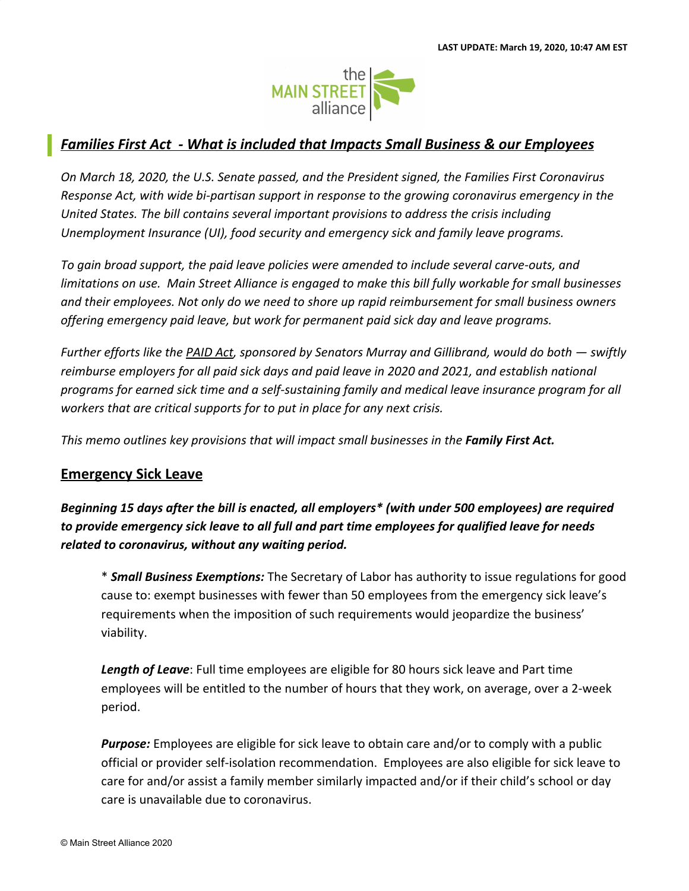LAST UPDATE: March 19, 2020, 10:47 AM EST

## *Families First Act - What is included that Impacts Small Business & our Employees*

*On March 18, 2020, the U.S. Senate passed, and the President signed, the Families First Coronavirus Response Act, with wide bi-partisan support in response to the growing coronavirus emergency in the United States. The bill contains several important provisions to address the crisis including Unemployment Insurance (UI), food security and emergency sick and family leave programs.*

*To gain broad support, the paid leave policies were amended to include several carve-outs, and limitations on use. Main Street Alliance is engaged to make this bill fully workable for small businesses and their employees. Not only do we need to shore up rapid reimbursement for small business owners offering emergency paid leave, but work for permanent paid sick day and leave programs.*

*Further efforts like the PAID Act, sponsored by Senators Murray and Gillibrand, would do both — swiftly reimburse employers for all paid sick days and paid leave in 2020 and 2021, and establish national programs for earned sick time and a self-sustaining family and medical leave insurance program for all workers that are critical supports for to put in place for any next crisis.*

*This memo outlines key provisions that will impact small businesses in the **Family First Act.***

### Emergency Sick Leave

***Beginning 15 days after the bill is enacted, all employers* (with under 500 employees) are required to provide emergency sick leave to all full and part time employees for qualified leave for needs related to coronavirus, without any waiting period.***

> \* ***Small Business Exemptions:*** The Secretary of Labor has authority to issue regulations for good cause to: exempt businesses with fewer than 50 employees from the emergency sick leave's requirements when the imposition of such requirements would jeopardize the business' viability.
>
> ***Length of Leave***: Full time employees are eligible for 80 hours sick leave and Part time employees will be entitled to the number of hours that they work, on average, over a 2-week period.
>
> ***Purpose:*** Employees are eligible for sick leave to obtain care and/or to comply with a public official or provider self-isolation recommendation. Employees are also eligible for sick leave to care for and/or assist a family member similarly impacted and/or if their child's school or day care is unavailable due to coronavirus.

© Main Street Alliance 2020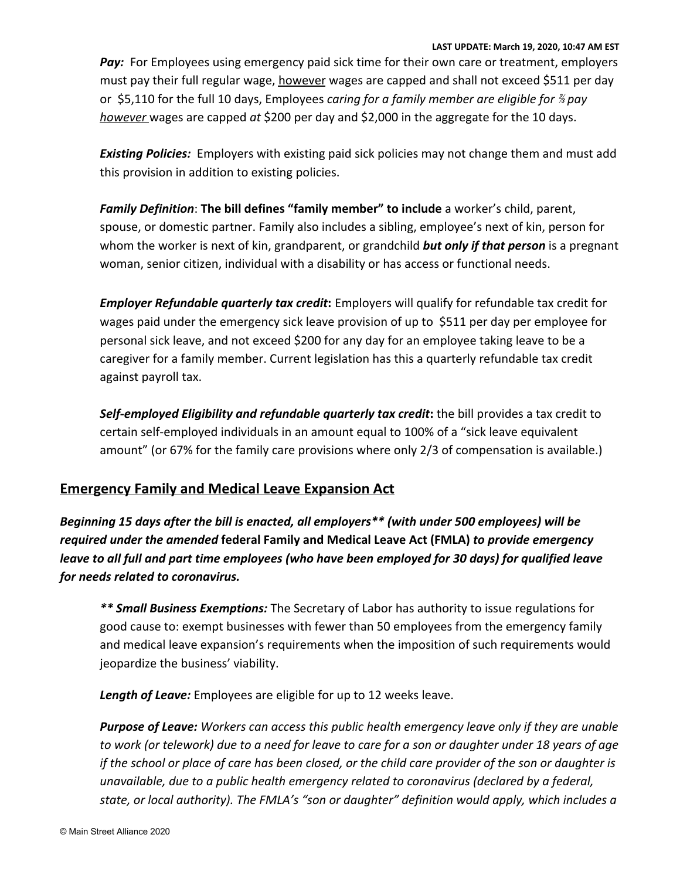***Pay:*** For Employees using emergency paid sick time for their own care or treatment, employers must pay their full regular wage, <u>however</u> wages are capped and shall not exceed $511 per day or $5,110 for the full 10 days, Employees *caring for a family member are eligible for ⅔ pay <u>however</u>* wages are capped *at* $200 per day and $2,000 in the aggregate for the 10 days.

***Existing Policies:*** Employers with existing paid sick policies may not change them and must add this provision in addition to existing policies.

***Family Definition***: **The bill defines "family member" to include** a worker's child, parent, spouse, or domestic partner. Family also includes a sibling, employee's next of kin, person for whom the worker is next of kin, grandparent, or grandchild ***but only if that person*** is a pregnant woman, senior citizen, individual with a disability or has access or functional needs.

***Employer Refundable quarterly tax credit*:** Employers will qualify for refundable tax credit for wages paid under the emergency sick leave provision of up to $511 per day per employee for personal sick leave, and not exceed $200 for any day for an employee taking leave to be a caregiver for a family member. Current legislation has this a quarterly refundable tax credit against payroll tax.

***Self-employed Eligibility and refundable quarterly tax credit*:** the bill provides a tax credit to certain self-employed individuals in an amount equal to 100% of a "sick leave equivalent amount" (or 67% for the family care provisions where only 2/3 of compensation is available.)

## <u>Emergency Family and Medical Leave Expansion Act</u>

***Beginning 15 days after the bill is enacted, all employers\*\* (with under 500 employees) will be required under the amended* federal Family and Medical Leave Act (FMLA) *to provide emergency leave to all full and part time employees (who have been employed for 30 days) for qualified leave for needs related to coronavirus.***

***\*\* Small Business Exemptions:*** The Secretary of Labor has authority to issue regulations for good cause to: exempt businesses with fewer than 50 employees from the emergency family and medical leave expansion's requirements when the imposition of such requirements would jeopardize the business' viability.

***Length of Leave:*** Employees are eligible for up to 12 weeks leave.

***Purpose of Leave:*** *Workers can access this public health emergency leave only if they are unable to work (or telework) due to a need for leave to care for a son or daughter under 18 years of age if the school or place of care has been closed, or the child care provider of the son or daughter is unavailable, due to a public health emergency related to coronavirus (declared by a federal, state, or local authority). The FMLA's "son or daughter" definition would apply, which includes a*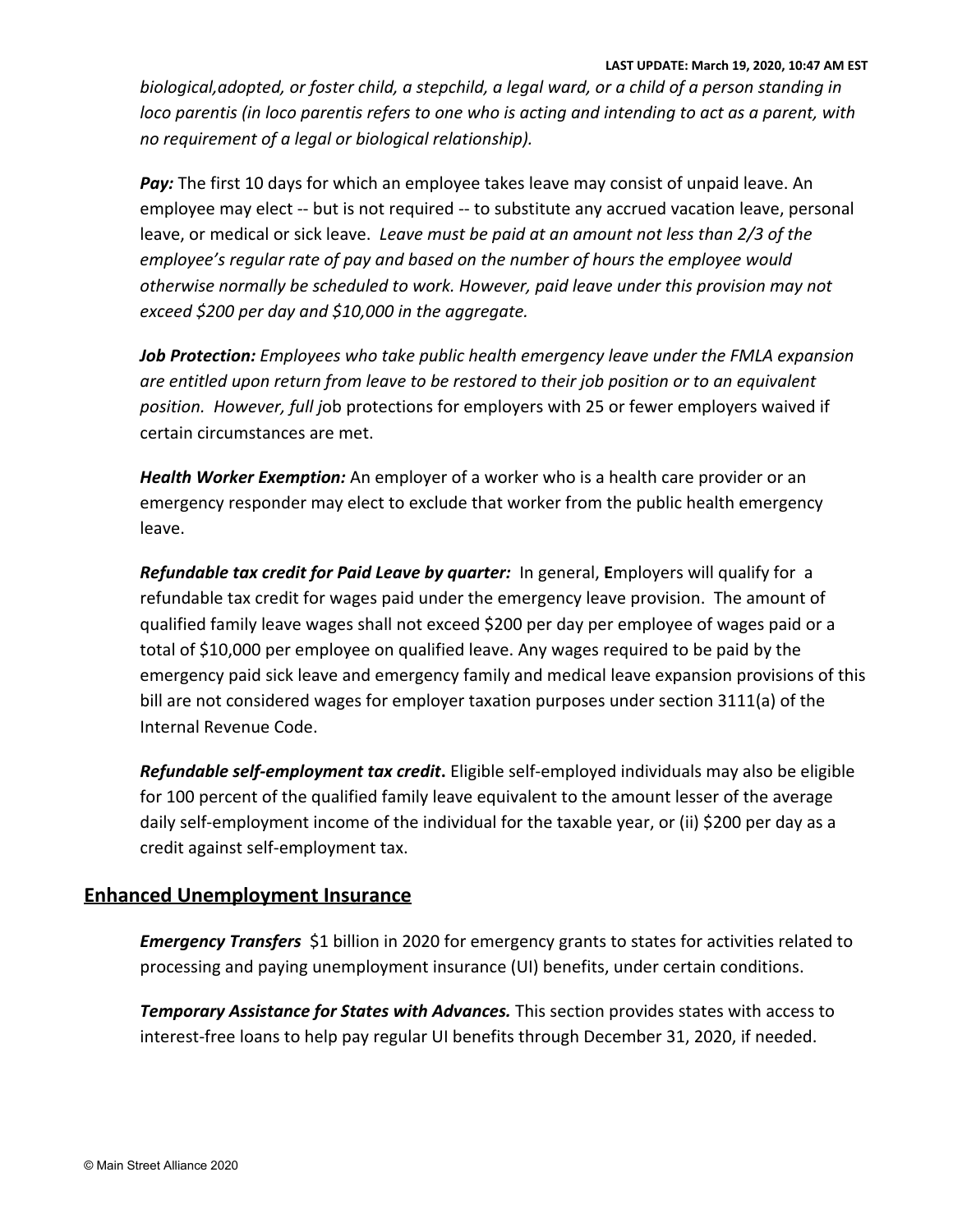*biological,adopted, or foster child, a stepchild, a legal ward, or a child of a person standing in loco parentis (in loco parentis refers to one who is acting and intending to act as a parent, with no requirement of a legal or biological relationship).*

***Pay:*** The first 10 days for which an employee takes leave may consist of unpaid leave. An employee may elect -- but is not required -- to substitute any accrued vacation leave, personal leave, or medical or sick leave. *Leave must be paid at an amount not less than 2/3 of the employee's regular rate of pay and based on the number of hours the employee would otherwise normally be scheduled to work. However, paid leave under this provision may not exceed $200 per day and $10,000 in the aggregate.*

***Job Protection:*** *Employees who take public health emergency leave under the FMLA expansion are entitled upon return from leave to be restored to their job position or to an equivalent position. However, full j*ob protections for employers with 25 or fewer employers waived if certain circumstances are met.

***Health Worker Exemption:*** An employer of a worker who is a health care provider or an emergency responder may elect to exclude that worker from the public health emergency leave.

***Refundable tax credit for Paid Leave by quarter:*** In general, **E**mployers will qualify for a refundable tax credit for wages paid under the emergency leave provision. The amount of qualified family leave wages shall not exceed $200 per day per employee of wages paid or a total of $10,000 per employee on qualified leave. Any wages required to be paid by the emergency paid sick leave and emergency family and medical leave expansion provisions of this bill are not considered wages for employer taxation purposes under section 3111(a) of the Internal Revenue Code.

***Refundable self-employment tax credit*.** Eligible self-employed individuals may also be eligible for 100 percent of the qualified family leave equivalent to the amount lesser of the average daily self-employment income of the individual for the taxable year, or (ii) $200 per day as a credit against self-employment tax.

## Enhanced Unemployment Insurance

***Emergency Transfers*** $1 billion in 2020 for emergency grants to states for activities related to processing and paying unemployment insurance (UI) benefits, under certain conditions.

***Temporary Assistance for States with Advances.*** This section provides states with access to interest-free loans to help pay regular UI benefits through December 31, 2020, if needed.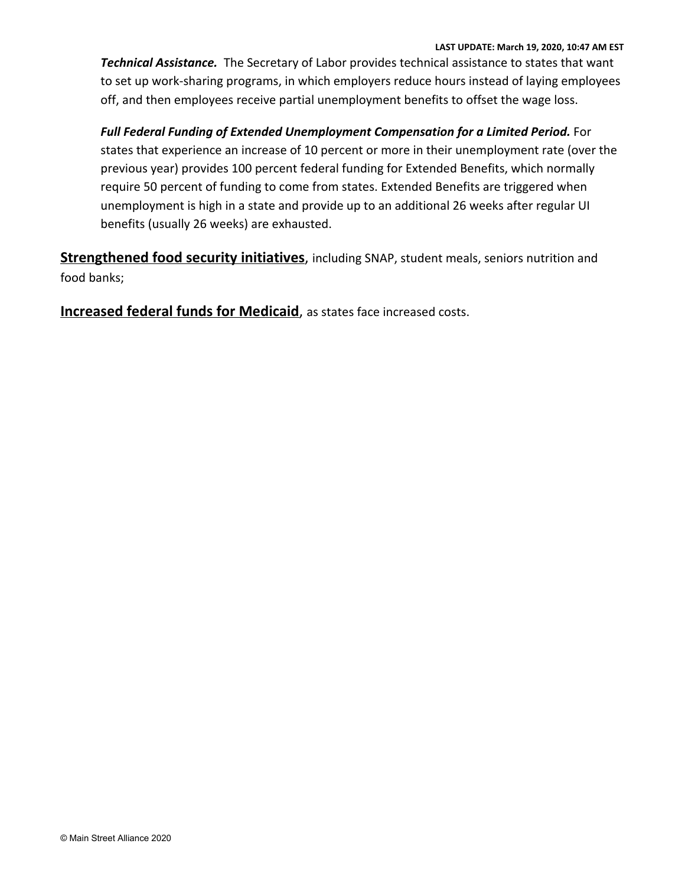***Technical Assistance.*** The Secretary of Labor provides technical assistance to states that want to set up work-sharing programs, in which employers reduce hours instead of laying employees off, and then employees receive partial unemployment benefits to offset the wage loss.

***Full Federal Funding of Extended Unemployment Compensation for a Limited Period.*** For states that experience an increase of 10 percent or more in their unemployment rate (over the previous year) provides 100 percent federal funding for Extended Benefits, which normally require 50 percent of funding to come from states. Extended Benefits are triggered when unemployment is high in a state and provide up to an additional 26 weeks after regular UI benefits (usually 26 weeks) are exhausted.

**<u>Strengthened food security initiatives</u>**, including SNAP, student meals, seniors nutrition and food banks;

**<u>Increased federal funds for Medicaid</u>**, as states face increased costs.